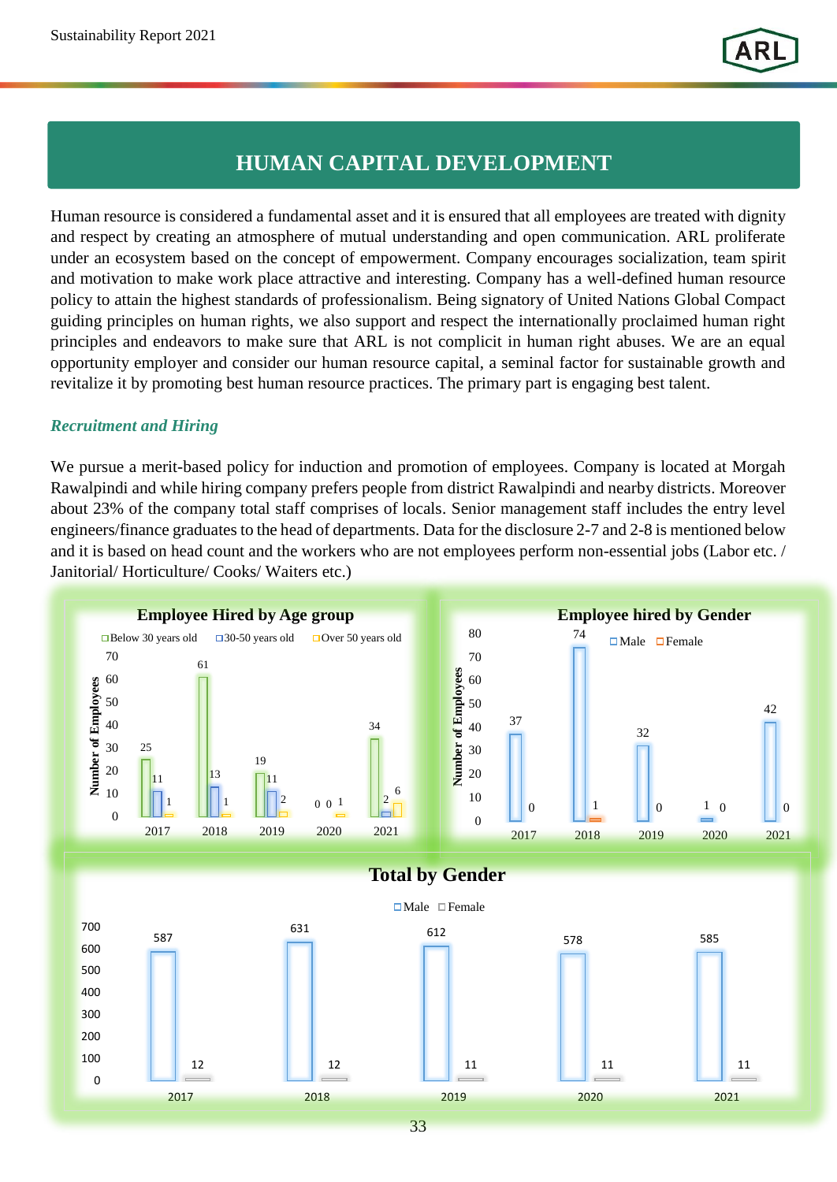# HUMAN CAPITAL DEVELOPMENT

Human resource is considered a fundamental asset and it is ensured that all employees are treated with dignity and respect by creating an atmosphere of mutual understanding and open communication. ARL proliferate under an ecosystem based on the concept of empowerment. Company encourages socialization, team spirit and motivation to make work place attractive and interesting. Company has a well-defined human resource policy to attain the highest standards of professionalism. Being signatory of United Nations Global Compact guiding principles on human rights, we also support and respect the internationally proclaimed human right principles and endeavors to make sure that ARL is not complicit in human right abuses. We are an equal opportunity employer and consider our human resource capital, a seminal factor for sustainable growth and revitalize it by promoting best human resource practices. The primary part is engaging best talent.

### *Recruitment and Hiring*

We pursue a merit-based policy for induction and promotion of employees. Company is located at Morgah Rawalpindi and while hiring company prefers people from district Rawalpindi and nearby districts. Moreover about 23% of the company total staff comprises of locals. Senior management staff includes the entry level engineers/finance graduates to the head of departments. Data for the disclosure 2-7 and 2-8 is mentioned below and it is based on head count and the workers who are not employees perform non-essential jobs (Labor etc. / Janitorial/ Horticulture/ Cooks/ Waiters etc.)

**Employee Hired by Age group**

| Year | Below 30 years old | 30-50 years old | Over 50 years old |
|---|---|---|---|
| 2017 | 25 | 11 | 1 |
| 2018 | 61 | 13 | 1 |
| 2019 | 19 | 11 | 2 |
| 2020 | 0 | 0 | 1 |
| 2021 | 34 | 2 | 6 |

**Employee hired by Gender**

| Year | Male | Female |
|---|---|---|
| 2017 | 37 | 0 |
| 2018 | 74 | 1 |
| 2019 | 32 | 0 |
| 2020 | 1 | 0 |
| 2021 | 42 | 0 |

**Total by Gender**

| Year | Male | Female |
|---|---|---|
| 2017 | 587 | 12 |
| 2018 | 631 | 12 |
| 2019 | 612 | 11 |
| 2020 | 578 | 11 |
| 2021 | 585 | 11 |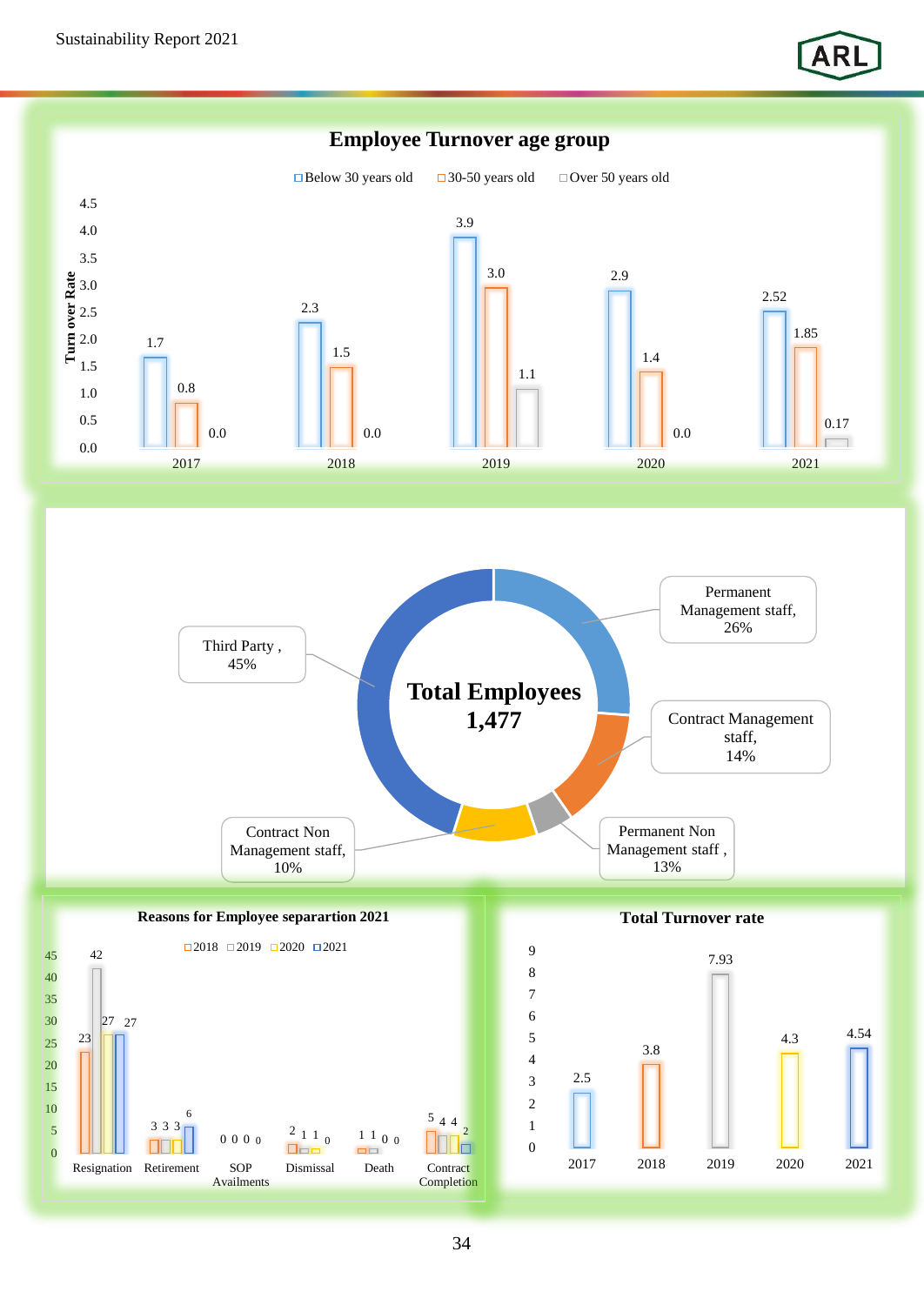## Employee Turnover age group

Below 30 years old | 30-50 years old | Over 50 years old

Turn over Rate

4.5
4.0
3.5
3.0
2.5
2.0
1.5
1.0
0.5
0.0

2017: 1.7, 0.8, 0.0
2018: 2.3, 1.5, 0.0
2019: 3.9, 3.0, 1.1
2020: 2.9, 1.4, 0.0
2021: 2.52, 1.85, 0.17

**Total Employees 1,477**

Permanent Management staff, 26%

Contract Management staff, 14%

Permanent Non Management staff , 13%

Contract Non Management staff, 10%

Third Party , 45%

## Reasons for Employee separartion 2021

2018 | 2019 | 2020 | 2021

45
40
35
30
25
20
15
10
5
0

Resignation: 23, 42, 27, 27
Retirement: 3, 3, 3, 6
SOP Availments: 0, 0, 0, 0
Dismissal: 2, 1, 1, 0
Death: 1, 1, 0, 0
Contract Completion: 5, 4, 4, 2

## Total Turnover rate

9
8
7
6
5
4
3
2
1
0

2017: 2.5
2018: 3.8
2019: 7.93
2020: 4.3
2021: 4.54